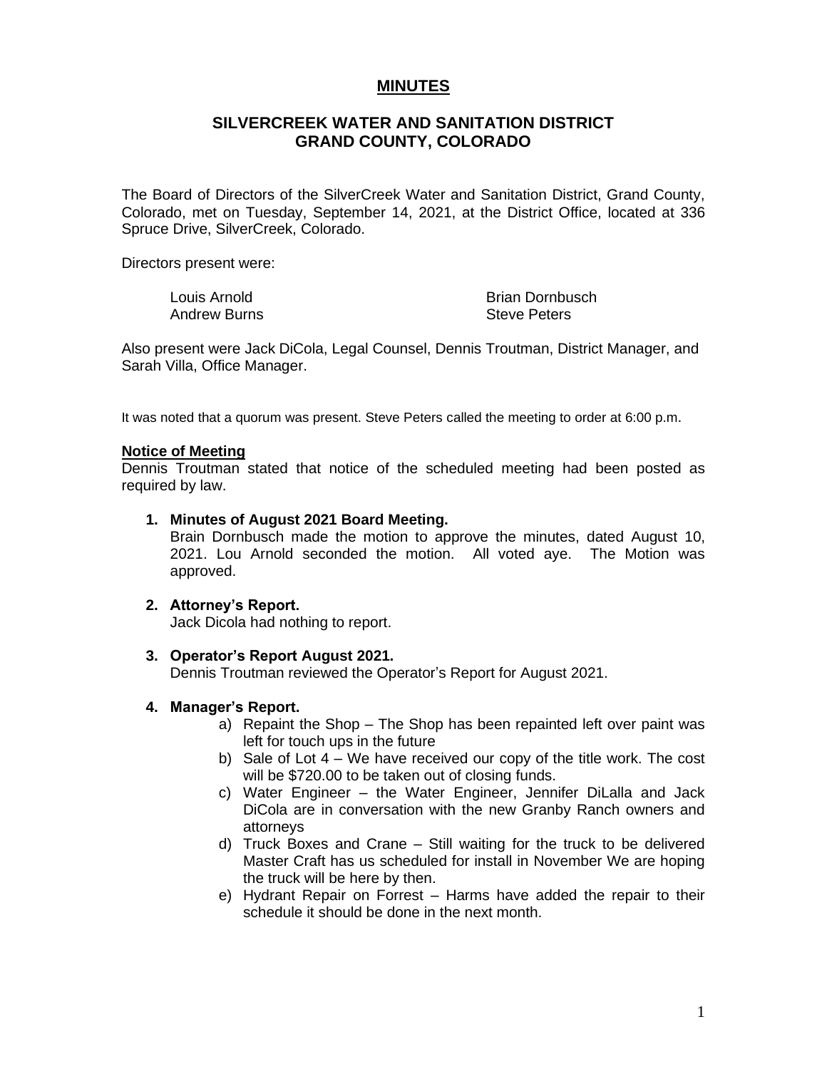# MINUTES

## SILVERCREEK WATER AND SANITATION DISTRICT GRAND COUNTY, COLORADO

The Board of Directors of the SilverCreek Water and Sanitation District, Grand County, Colorado, met on Tuesday, September 14, 2021, at the District Office, located at 336 Spruce Drive, SilverCreek, Colorado.

Directors present were:

Louis Arnold
Brian Dornbusch
Andrew Burns
Steve Peters

Also present were Jack DiCola, Legal Counsel, Dennis Troutman, District Manager, and Sarah Villa, Office Manager.

It was noted that a quorum was present. Steve Peters called the meeting to order at 6:00 p.m.

**Notice of Meeting**

Dennis Troutman stated that notice of the scheduled meeting had been posted as required by law.

1. **Minutes of August 2021 Board Meeting.**
   Brain Dornbusch made the motion to approve the minutes, dated August 10, 2021. Lou Arnold seconded the motion. All voted aye. The Motion was approved.

2. **Attorney's Report.**
   Jack Dicola had nothing to report.

3. **Operator's Report August 2021.**
   Dennis Troutman reviewed the Operator's Report for August 2021.

4. **Manager's Report.**
   a) Repaint the Shop – The Shop has been repainted left over paint was left for touch ups in the future
   b) Sale of Lot 4 – We have received our copy of the title work. The cost will be $720.00 to be taken out of closing funds.
   c) Water Engineer – the Water Engineer, Jennifer DiLalla and Jack DiCola are in conversation with the new Granby Ranch owners and attorneys
   d) Truck Boxes and Crane – Still waiting for the truck to be delivered Master Craft has us scheduled for install in November We are hoping the truck will be here by then.
   e) Hydrant Repair on Forrest – Harms have added the repair to their schedule it should be done in the next month.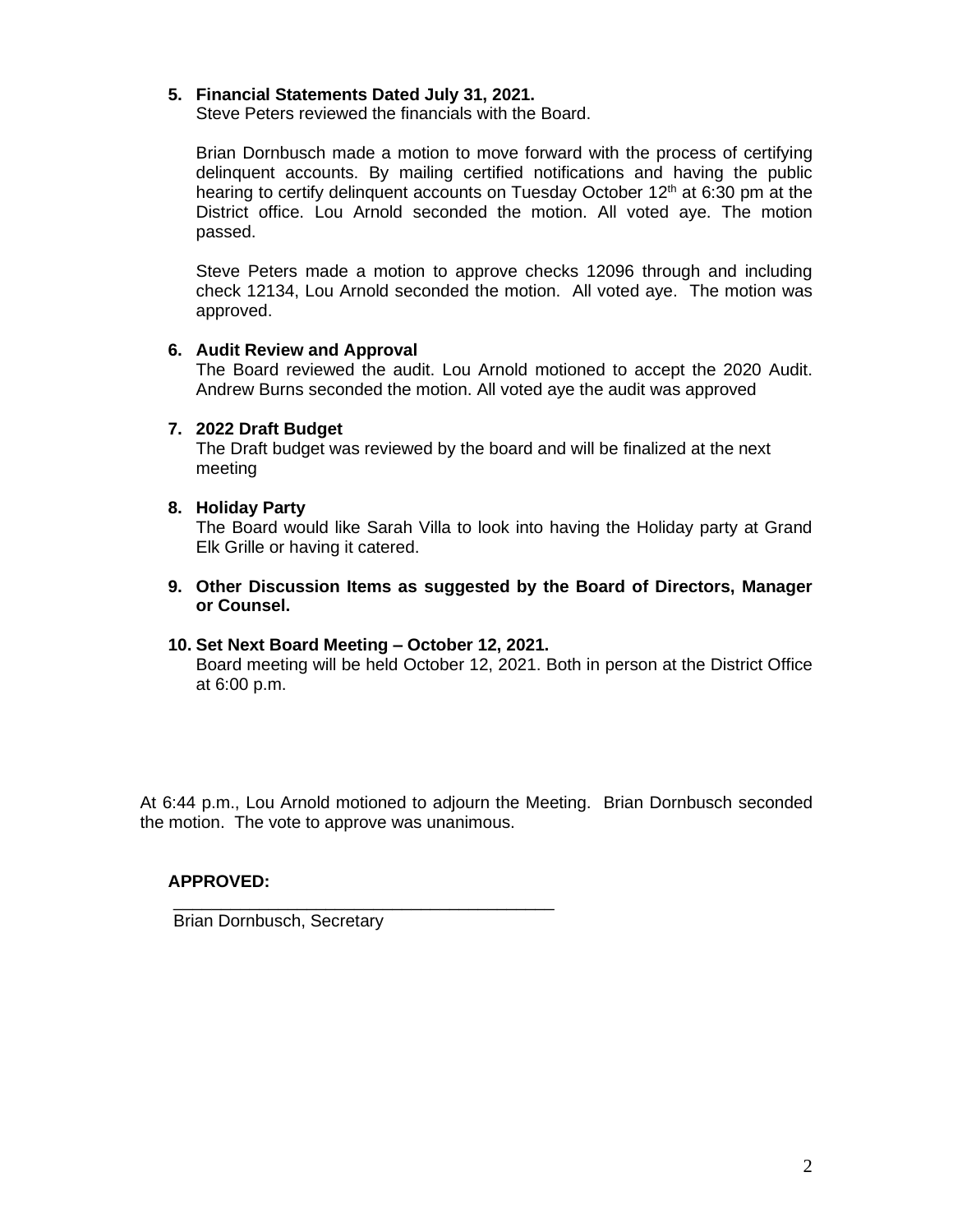5. **Financial Statements Dated July 31, 2021.**
   Steve Peters reviewed the financials with the Board.

   Brian Dornbusch made a motion to move forward with the process of certifying delinquent accounts. By mailing certified notifications and having the public hearing to certify delinquent accounts on Tuesday October 12th at 6:30 pm at the District office. Lou Arnold seconded the motion. All voted aye. The motion passed.

   Steve Peters made a motion to approve checks 12096 through and including check 12134, Lou Arnold seconded the motion. All voted aye. The motion was approved.

6. **Audit Review and Approval**
   The Board reviewed the audit. Lou Arnold motioned to accept the 2020 Audit. Andrew Burns seconded the motion. All voted aye the audit was approved

7. **2022 Draft Budget**
   The Draft budget was reviewed by the board and will be finalized at the next meeting

8. **Holiday Party**
   The Board would like Sarah Villa to look into having the Holiday party at Grand Elk Grille or having it catered.

9. **Other Discussion Items as suggested by the Board of Directors, Manager or Counsel.**

10. **Set Next Board Meeting – October 12, 2021.**
    Board meeting will be held October 12, 2021. Both in person at the District Office at 6:00 p.m.

At 6:44 p.m., Lou Arnold motioned to adjourn the Meeting. Brian Dornbusch seconded the motion. The vote to approve was unanimous.

**APPROVED:**

\_\_\_\_\_\_\_\_\_\_\_\_\_\_\_\_\_\_\_\_\_\_\_\_\_\_\_\_\_\_\_\_\_\_\_\_\_\_\_\_
Brian Dornbusch, Secretary